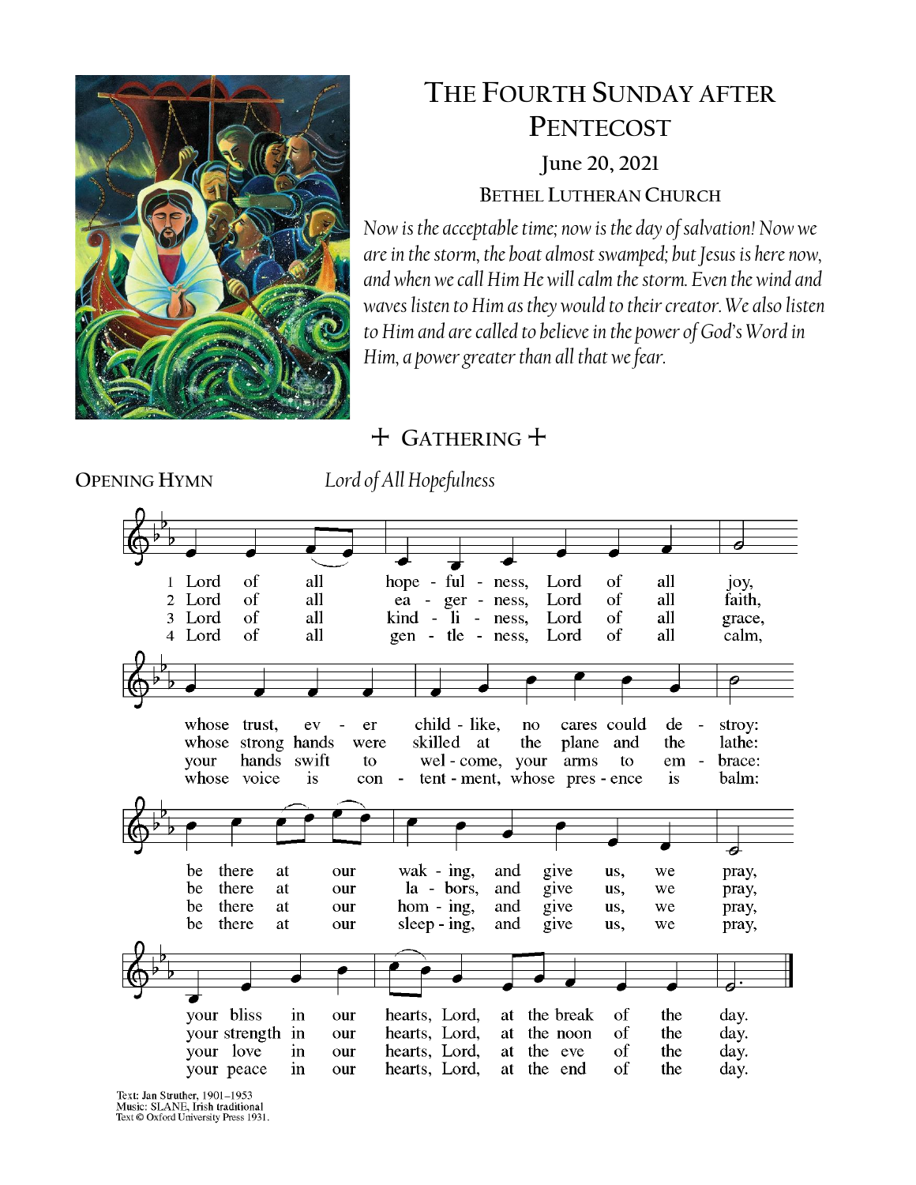# The Fourth Sunday after Pentecost

**June 20, 2021**

**Bethel Lutheran Church**

*Now is the acceptable time; now is the day of salvation! Now we are in the storm, the boat almost swamped; but Jesus is here now, and when we call Him He will calm the storm. Even the wind and waves listen to Him as they would to their creator. We also listen to Him and are called to believe in the power of God's Word in Him, a power greater than all that we fear.*

## + Gathering +

**Opening Hymn** *Lord of All Hopefulness*

1 Lord of all hopefulness, Lord of all joy,
whose trust, ever childlike, no cares could destroy:
be there at our waking, and give us, we pray,
your bliss in our hearts, Lord, at the break of the day.

2 Lord of all eagerness, Lord of all faith,
whose strong hands were skilled at the plane and the lathe:
be there at our labors, and give us, we pray,
your strength in our hearts, Lord, at the noon of the day.

3 Lord of all kindliness, Lord of all grace,
your hands swift to welcome, your arms to embrace:
be there at our homing, and give us, we pray,
your love in our hearts, Lord, at the eve of the day.

4 Lord of all gentleness, Lord of all calm,
whose voice is contentment, whose presence is balm:
be there at our sleeping, and give us, we pray,
your peace in our hearts, Lord, at the end of the day.

Text: Jan Struther, 1901–1953
Music: SLANE, Irish traditional
Text © Oxford University Press 1931.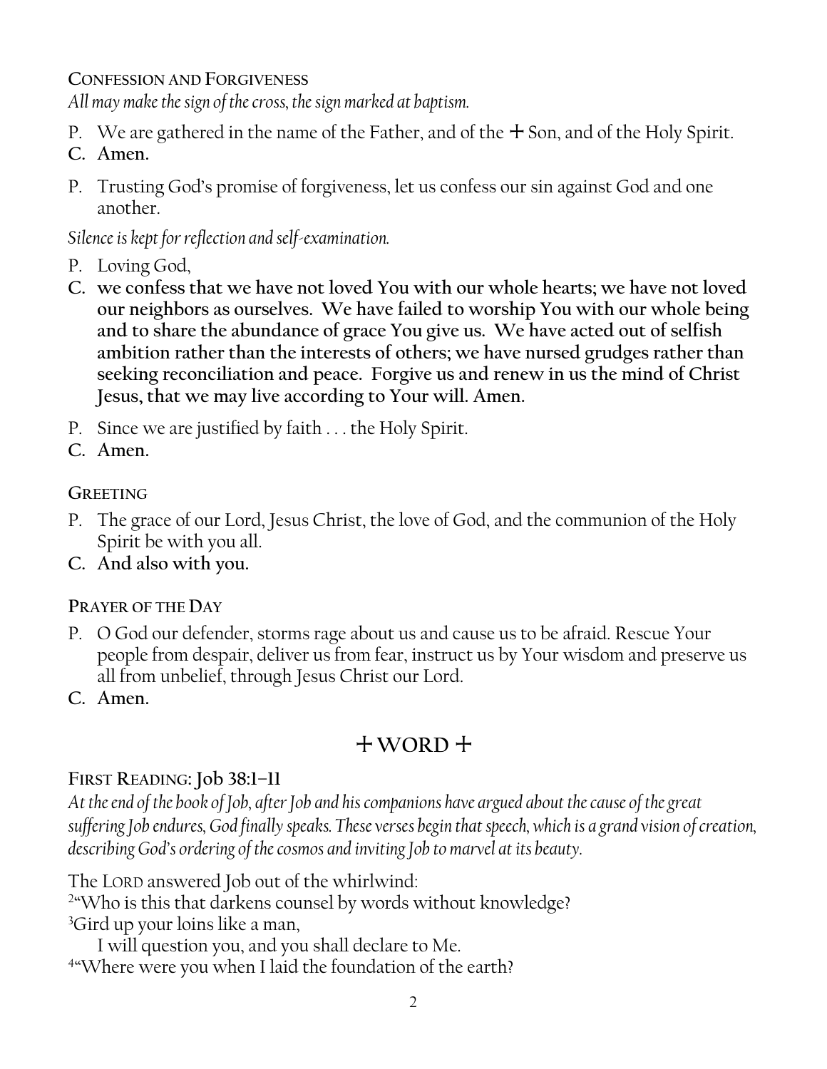## Confession and Forgiveness

*All may make the sign of the cross, the sign marked at baptism.*

P. We are gathered in the name of the Father, and of the ☩ Son, and of the Holy Spirit.
**C. Amen.**

P. Trusting God's promise of forgiveness, let us confess our sin against God and one another.

*Silence is kept for reflection and self-examination.*

P. Loving God,
**C. we confess that we have not loved You with our whole hearts; we have not loved our neighbors as ourselves. We have failed to worship You with our whole being and to share the abundance of grace You give us. We have acted out of selfish ambition rather than the interests of others; we have nursed grudges rather than seeking reconciliation and peace. Forgive us and renew in us the mind of Christ Jesus, that we may live according to Your will. Amen.**

P. Since we are justified by faith . . . the Holy Spirit.
**C. Amen.**

## Greeting

P. The grace of our Lord, Jesus Christ, the love of God, and the communion of the Holy Spirit be with you all.
**C. And also with you.**

## Prayer of the Day

P. O God our defender, storms rage about us and cause us to be afraid. Rescue Your people from despair, deliver us from fear, instruct us by Your wisdom and preserve us all from unbelief, through Jesus Christ our Lord.
**C. Amen.**

# ☩ WORD ☩

## First Reading: Job 38:1–11

*At the end of the book of Job, after Job and his companions have argued about the cause of the great suffering Job endures, God finally speaks. These verses begin that speech, which is a grand vision of creation, describing God's ordering of the cosmos and inviting Job to marvel at its beauty.*

The LORD answered Job out of the whirlwind:
[2]"Who is this that darkens counsel by words without knowledge?
[3]Gird up your loins like a man,
  I will question you, and you shall declare to Me.
[4]"Where were you when I laid the foundation of the earth?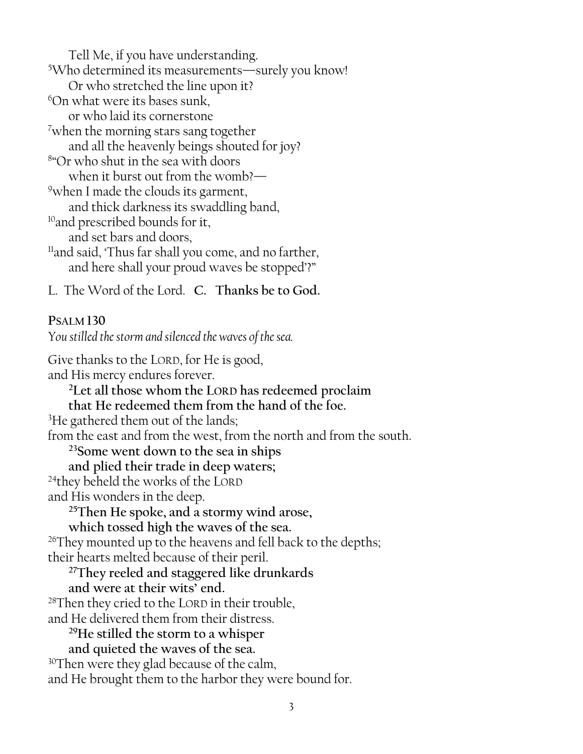Tell Me, if you have understanding.
[5]Who determined its measurements—surely you know!
Or who stretched the line upon it?
[6]On what were its bases sunk,
or who laid its cornerstone
[7]when the morning stars sang together
and all the heavenly beings shouted for joy?
[8]"Or who shut in the sea with doors
when it burst out from the womb?—
[9]when I made the clouds its garment,
and thick darkness its swaddling band,
[10]and prescribed bounds for it,
and set bars and doors,
[11]and said, 'Thus far shall you come, and no farther,
and here shall your proud waves be stopped'?"

L. The Word of the Lord. **C. Thanks be to God.**

**PSALM 130**

*You stilled the storm and silenced the waves of the sea.*

Give thanks to the LORD, for He is good,
and His mercy endures forever.

**[2]Let all those whom the LORD has redeemed proclaim**
**that He redeemed them from the hand of the foe.**

[3]He gathered them out of the lands;
from the east and from the west, from the north and from the south.

**[23]Some went down to the sea in ships**
**and plied their trade in deep waters;**

[24]they beheld the works of the LORD
and His wonders in the deep.

**[25]Then He spoke, and a stormy wind arose,**
**which tossed high the waves of the sea.**

[26]They mounted up to the heavens and fell back to the depths;
their hearts melted because of their peril.

**[27]They reeled and staggered like drunkards**
**and were at their wits' end.**

[28]Then they cried to the LORD in their trouble,
and He delivered them from their distress.

**[29]He stilled the storm to a whisper**
**and quieted the waves of the sea.**

[30]Then were they glad because of the calm,
and He brought them to the harbor they were bound for.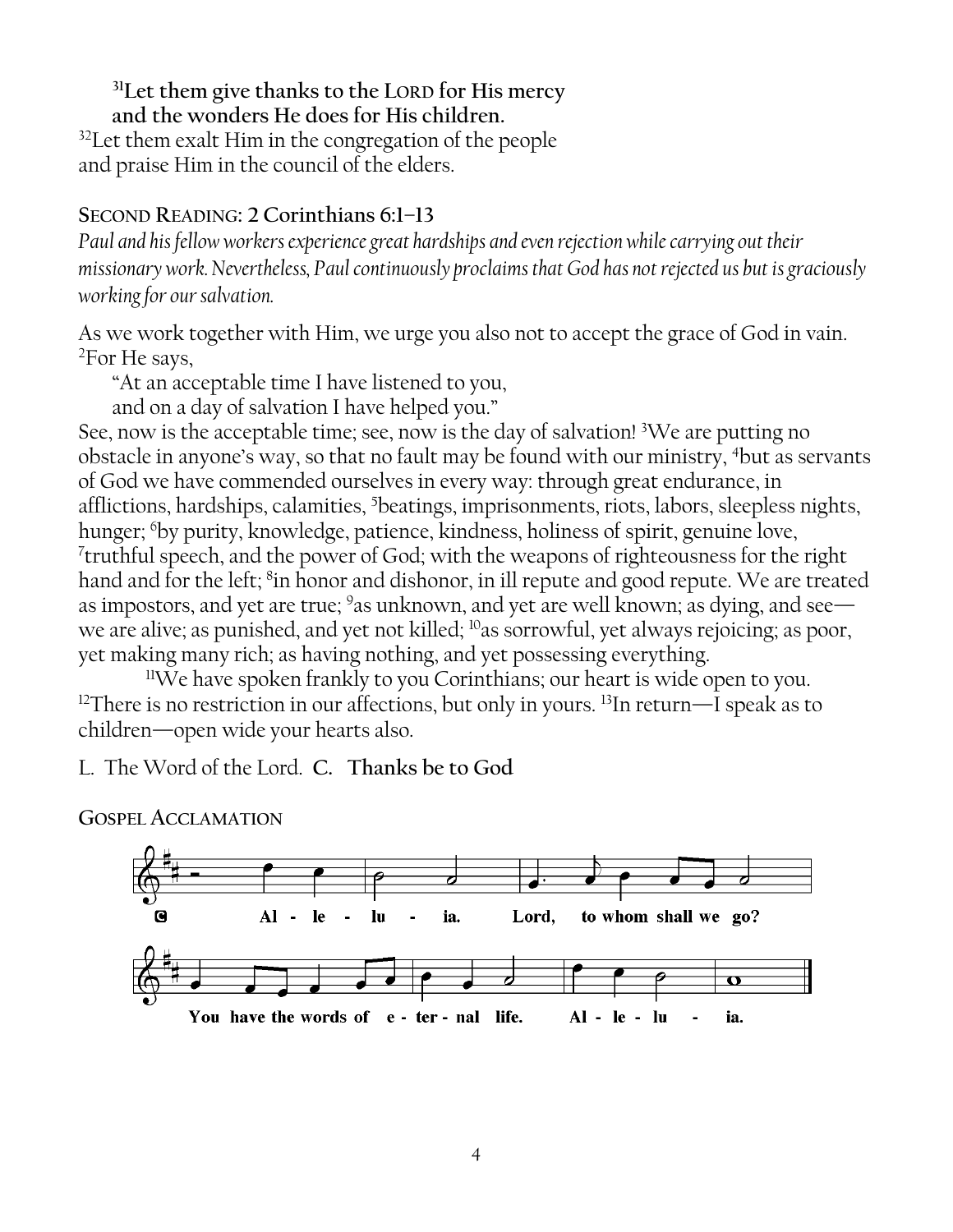**[31]Let them give thanks to the LORD for His mercy**
**and the wonders He does for His children.**
[32]Let them exalt Him in the congregation of the people
and praise Him in the council of the elders.

## SECOND READING: 2 Corinthians 6:1–13

*Paul and his fellow workers experience great hardships and even rejection while carrying out their missionary work. Nevertheless, Paul continuously proclaims that God has not rejected us but is graciously working for our salvation.*

As we work together with Him, we urge you also not to accept the grace of God in vain. [2]For He says,

"At an acceptable time I have listened to you,
and on a day of salvation I have helped you."

See, now is the acceptable time; see, now is the day of salvation! [3]We are putting no obstacle in anyone's way, so that no fault may be found with our ministry, [4]but as servants of God we have commended ourselves in every way: through great endurance, in afflictions, hardships, calamities, [5]beatings, imprisonments, riots, labors, sleepless nights, hunger; [6]by purity, knowledge, patience, kindness, holiness of spirit, genuine love, [7]truthful speech, and the power of God; with the weapons of righteousness for the right hand and for the left; [8]in honor and dishonor, in ill repute and good repute. We are treated as impostors, and yet are true; [9]as unknown, and yet are well known; as dying, and see—we are alive; as punished, and yet not killed; [10]as sorrowful, yet always rejoicing; as poor, yet making many rich; as having nothing, and yet possessing everything.

[11]We have spoken frankly to you Corinthians; our heart is wide open to you. [12]There is no restriction in our affections, but only in yours. [13]In return—I speak as to children—open wide your hearts also.

L. The Word of the Lord. **C. Thanks be to God**

## GOSPEL ACCLAMATION

**C** Alleluia. Lord, to whom shall we go? You have the words of eternal life. Alleluia.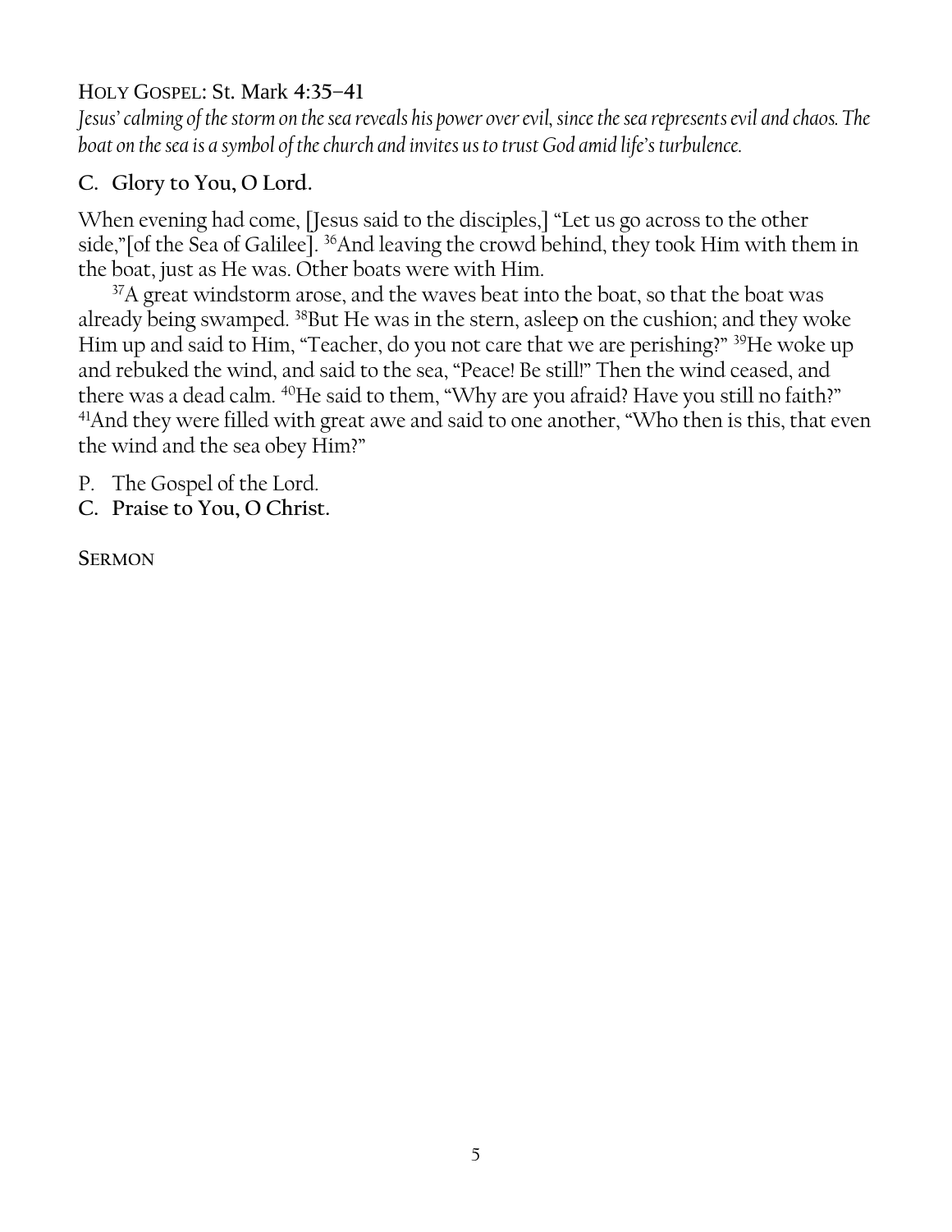## Holy Gospel: St. Mark 4:35–41

*Jesus' calming of the storm on the sea reveals his power over evil, since the sea represents evil and chaos. The boat on the sea is a symbol of the church and invites us to trust God amid life's turbulence.*

**C. Glory to You, O Lord.**

When evening had come, [Jesus said to the disciples,] "Let us go across to the other side,"[of the Sea of Galilee]. [36]And leaving the crowd behind, they took Him with them in the boat, just as He was. Other boats were with Him.

[37]A great windstorm arose, and the waves beat into the boat, so that the boat was already being swamped. [38]But He was in the stern, asleep on the cushion; and they woke Him up and said to Him, "Teacher, do you not care that we are perishing?" [39]He woke up and rebuked the wind, and said to the sea, "Peace! Be still!" Then the wind ceased, and there was a dead calm. [40]He said to them, "Why are you afraid? Have you still no faith?" [41]And they were filled with great awe and said to one another, "Who then is this, that even the wind and the sea obey Him?"

P. The Gospel of the Lord.
**C. Praise to You, O Christ.**

## Sermon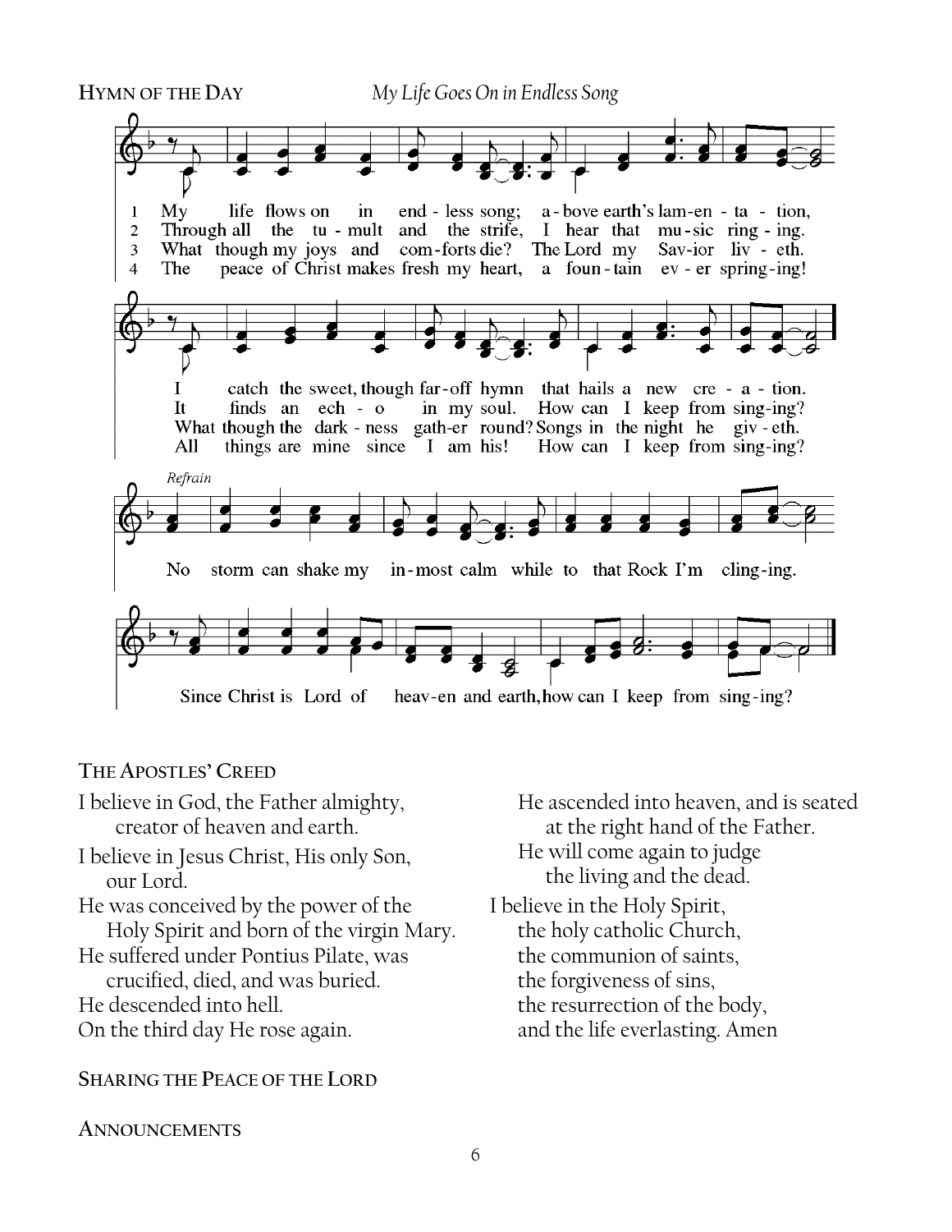**HYMN OF THE DAY** *My Life Goes On in Endless Song*

1. My life flows on in endless song; above earth's lamentation, I catch the sweet, though far-off hymn that hails a new creation.
2. Through all the tumult and the strife, I hear that music ringing. It finds an echo in my soul. How can I keep from singing?
3. What though my joys and comforts die? The Lord my Savior liveth. What though the darkness gather round? Songs in the night he giveth.
4. The peace of Christ makes fresh my heart, a fountain ever springing! All things are mine since I am his! How can I keep from singing?

*Refrain*

No storm can shake my inmost calm while to that Rock I'm clinging. Since Christ is Lord of heaven and earth, how can I keep from singing?

**THE APOSTLES' CREED**

I believe in God, the Father almighty,
creator of heaven and earth.
I believe in Jesus Christ, His only Son,
our Lord.
He was conceived by the power of the
Holy Spirit and born of the virgin Mary.
He suffered under Pontius Pilate, was
crucified, died, and was buried.
He descended into hell.
On the third day He rose again.
He ascended into heaven, and is seated
at the right hand of the Father.
He will come again to judge
the living and the dead.
I believe in the Holy Spirit,
the holy catholic Church,
the communion of saints,
the forgiveness of sins,
the resurrection of the body,
and the life everlasting. Amen

**SHARING THE PEACE OF THE LORD**

**ANNOUNCEMENTS**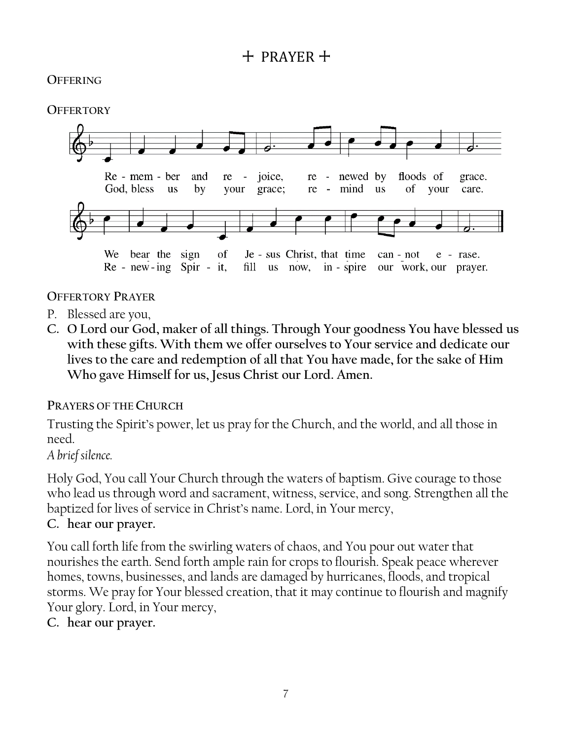# + PRAYER +

**Offering**

**Offertory**

Re - mem - ber and re - joice, re - newed by floods of grace.
God, bless us by your grace; re - mind us of your care.

We bear the sign of Je - sus Christ, that time can - not e - rase.
Re - new - ing Spir - it, fill us now, in - spire our work, our prayer.

**Offertory Prayer**

P. Blessed are you,

**C. O Lord our God, maker of all things. Through Your goodness You have blessed us with these gifts. With them we offer ourselves to Your service and dedicate our lives to the care and redemption of all that You have made, for the sake of Him Who gave Himself for us, Jesus Christ our Lord. Amen.**

**Prayers of the Church**

Trusting the Spirit's power, let us pray for the Church, and the world, and all those in need.

*A brief silence.*

Holy God, You call Your Church through the waters of baptism. Give courage to those who lead us through word and sacrament, witness, service, and song. Strengthen all the baptized for lives of service in Christ's name. Lord, in Your mercy,

**C. hear our prayer.**

You call forth life from the swirling waters of chaos, and You pour out water that nourishes the earth. Send forth ample rain for crops to flourish. Speak peace wherever homes, towns, businesses, and lands are damaged by hurricanes, floods, and tropical storms. We pray for Your blessed creation, that it may continue to flourish and magnify Your glory. Lord, in Your mercy,

**C. hear our prayer.**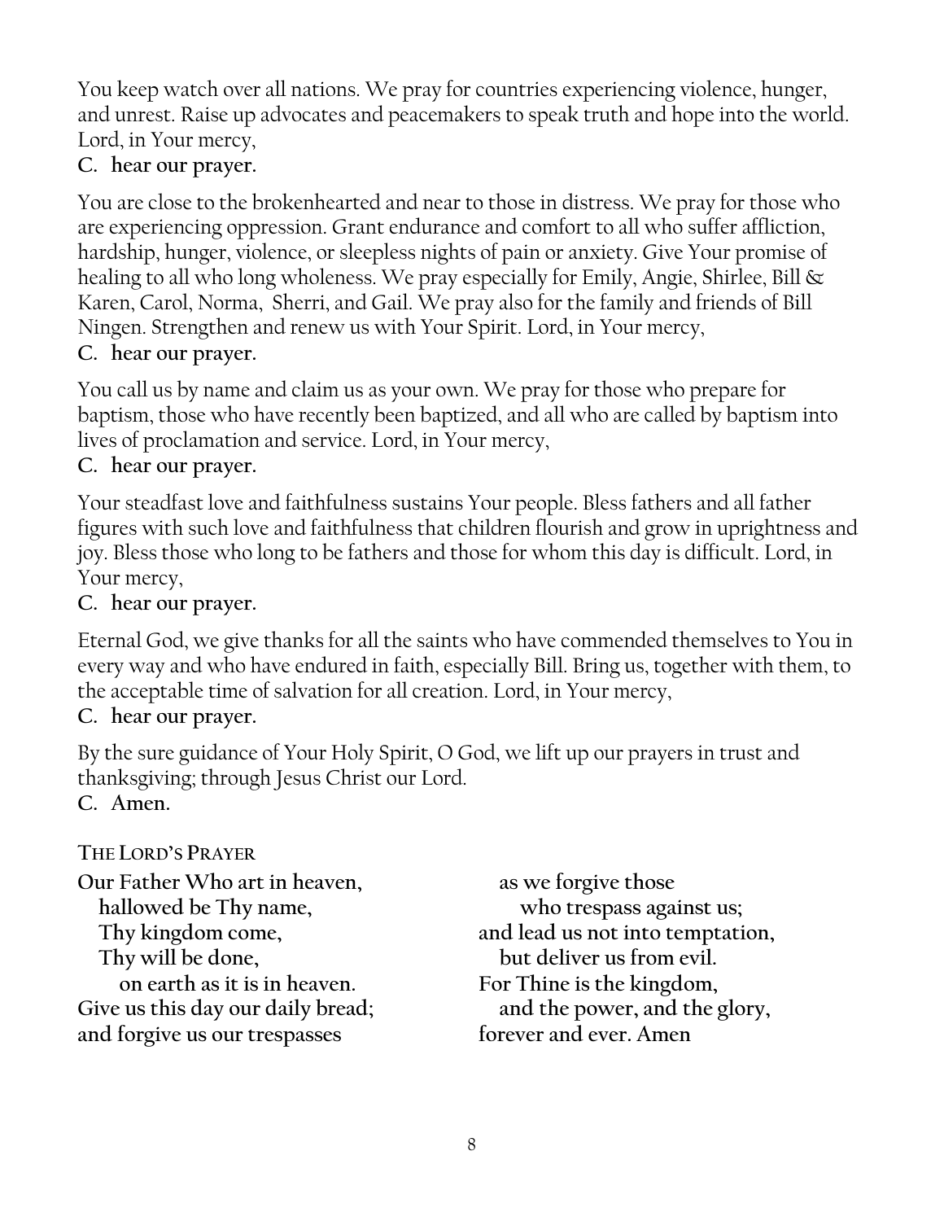You keep watch over all nations. We pray for countries experiencing violence, hunger, and unrest. Raise up advocates and peacemakers to speak truth and hope into the world. Lord, in Your mercy,

**C. hear our prayer.**

You are close to the brokenhearted and near to those in distress. We pray for those who are experiencing oppression. Grant endurance and comfort to all who suffer affliction, hardship, hunger, violence, or sleepless nights of pain or anxiety. Give Your promise of healing to all who long wholeness. We pray especially for Emily, Angie, Shirlee, Bill & Karen, Carol, Norma, Sherri, and Gail. We pray also for the family and friends of Bill Ningen. Strengthen and renew us with Your Spirit. Lord, in Your mercy,

**C. hear our prayer.**

You call us by name and claim us as your own. We pray for those who prepare for baptism, those who have recently been baptized, and all who are called by baptism into lives of proclamation and service. Lord, in Your mercy,

**C. hear our prayer.**

Your steadfast love and faithfulness sustains Your people. Bless fathers and all father figures with such love and faithfulness that children flourish and grow in uprightness and joy. Bless those who long to be fathers and those for whom this day is difficult. Lord, in Your mercy,

**C. hear our prayer.**

Eternal God, we give thanks for all the saints who have commended themselves to You in every way and who have endured in faith, especially Bill. Bring us, together with them, to the acceptable time of salvation for all creation. Lord, in Your mercy,

**C. hear our prayer.**

By the sure guidance of Your Holy Spirit, O God, we lift up our prayers in trust and thanksgiving; through Jesus Christ our Lord.

**C. Amen.**

THE LORD'S PRAYER

**Our Father Who art in heaven,**
**hallowed be Thy name,**
**Thy kingdom come,**
**Thy will be done,**
**on earth as it is in heaven.**
**Give us this day our daily bread;**
**and forgive us our trespasses**
**as we forgive those**
**who trespass against us;**
**and lead us not into temptation,**
**but deliver us from evil.**
**For Thine is the kingdom,**
**and the power, and the glory,**
**forever and ever. Amen**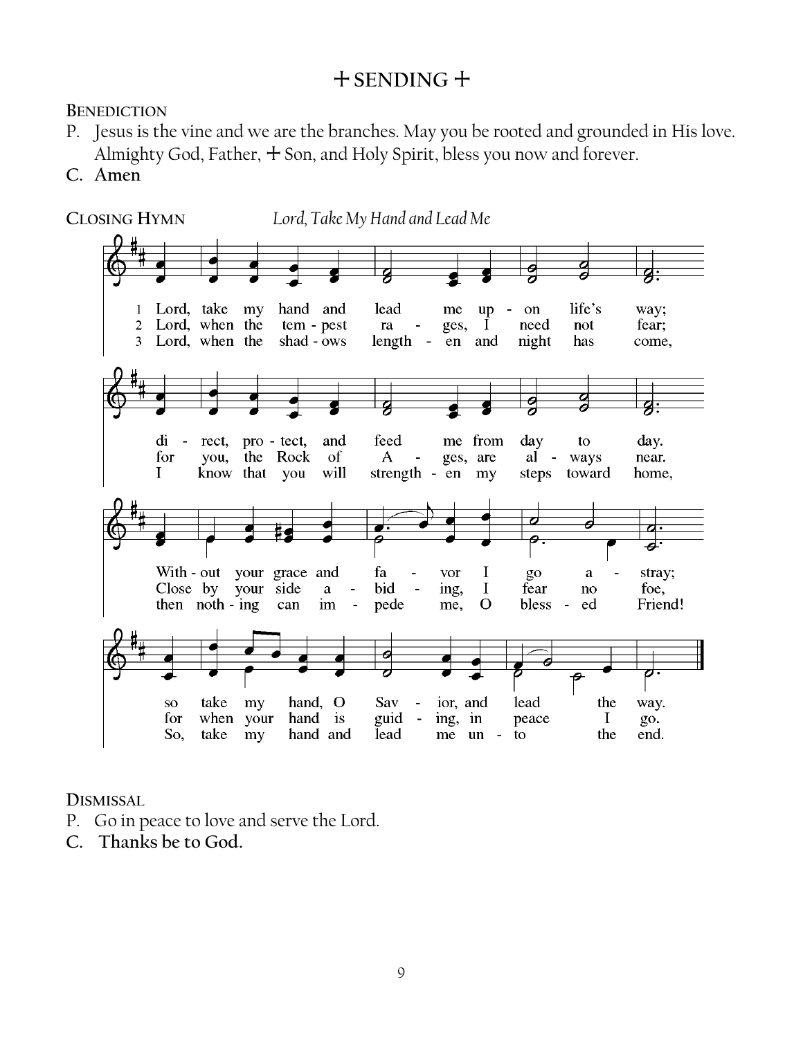## + SENDING +

**Benediction**

P. Jesus is the vine and we are the branches. May you be rooted and grounded in His love. Almighty God, Father, + Son, and Holy Spirit, bless you now and forever.

**C. Amen**

**Closing Hymn** *Lord, Take My Hand and Lead Me*

1 Lord, take my hand and lead me up - on life's way;
di - rect, pro - tect, and feed me from day to day.
With - out your grace and fa - vor I go a - stray;
so take my hand, O Sav - ior, and lead the way.

2 Lord, when the tem - pest ra - ges, I need not fear;
for you, the Rock of A - ges, are al - ways near.
Close by your side a - bid - ing, I fear no foe,
for when your hand is guid - ing, in peace I go.

3 Lord, when the shad - ows length - en and night has come,
I know that you will strength - en my steps toward home,
then noth - ing can im - pede me, O bless - ed Friend!
So, take my hand and lead me un - to the end.

**Dismissal**

P. Go in peace to love and serve the Lord.

**C. Thanks be to God.**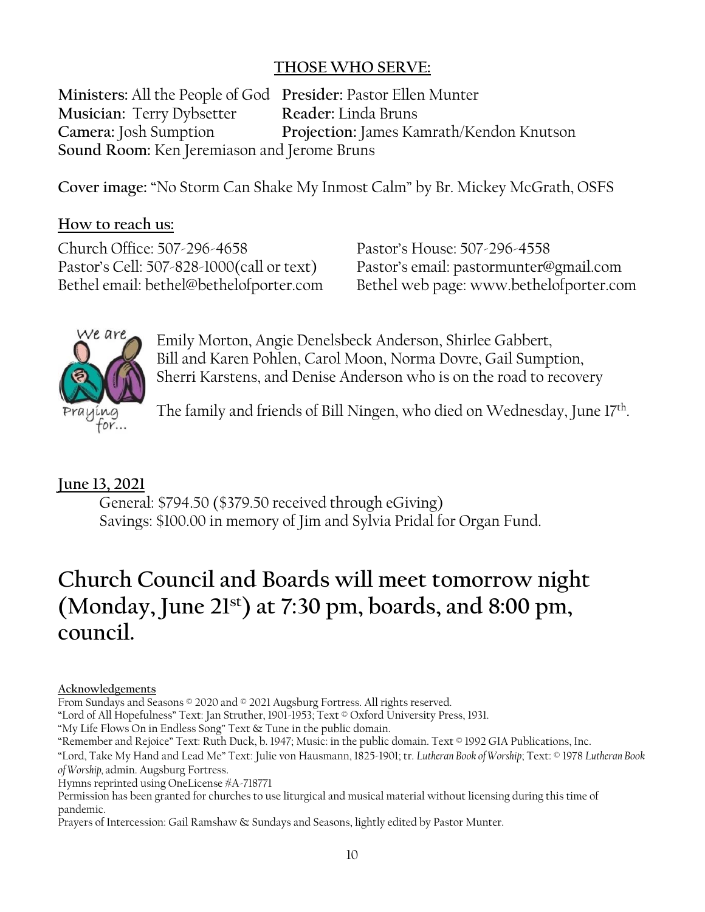## THOSE WHO SERVE:

**Ministers:** All the People of God
**Presider:** Pastor Ellen Munter
**Musician:** Terry Dybsetter
**Reader:** Linda Bruns
**Camera:** Josh Sumption
**Projection:** James Kamrath/Kendon Knutson
**Sound Room:** Ken Jeremiason and Jerome Bruns

**Cover image:** "No Storm Can Shake My Inmost Calm" by Br. Mickey McGrath, OSFS

**How to reach us:**

Church Office: 507-296-4658
Pastor's House: 507-296-4558
Pastor's Cell: 507-828-1000(call or text)
Pastor's email: pastormunter@gmail.com
Bethel email: bethel@bethelofporter.com
Bethel web page: www.bethelofporter.com

We are Praying for...

Emily Morton, Angie Denelsbeck Anderson, Shirlee Gabbert, Bill and Karen Pohlen, Carol Moon, Norma Dovre, Gail Sumption, Sherri Karstens, and Denise Anderson who is on the road to recovery

The family and friends of Bill Ningen, who died on Wednesday, June 17th.

**June 13, 2021**

General: $794.50 ($379.50 received through eGiving)
Savings: $100.00 in memory of Jim and Sylvia Pridal for Organ Fund.

# Church Council and Boards will meet tomorrow night (Monday, June 21st) at 7:30 pm, boards, and 8:00 pm, council.

**Acknowledgements**

From Sundays and Seasons © 2020 and © 2021 Augsburg Fortress. All rights reserved.
"Lord of All Hopefulness" Text: Jan Struther, 1901-1953; Text © Oxford University Press, 1931.
"My Life Flows On in Endless Song" Text & Tune in the public domain.
"Remember and Rejoice" Text: Ruth Duck, b. 1947; Music: in the public domain. Text © 1992 GIA Publications, Inc.
"Lord, Take My Hand and Lead Me" Text: Julie von Hausmann, 1825-1901; tr. *Lutheran Book of Worship*; Text: © 1978 *Lutheran Book of Worship*, admin. Augsburg Fortress.
Hymns reprinted using OneLicense #A-718771
Permission has been granted for churches to use liturgical and musical material without licensing during this time of pandemic.
Prayers of Intercession: Gail Ramshaw & Sundays and Seasons, lightly edited by Pastor Munter.